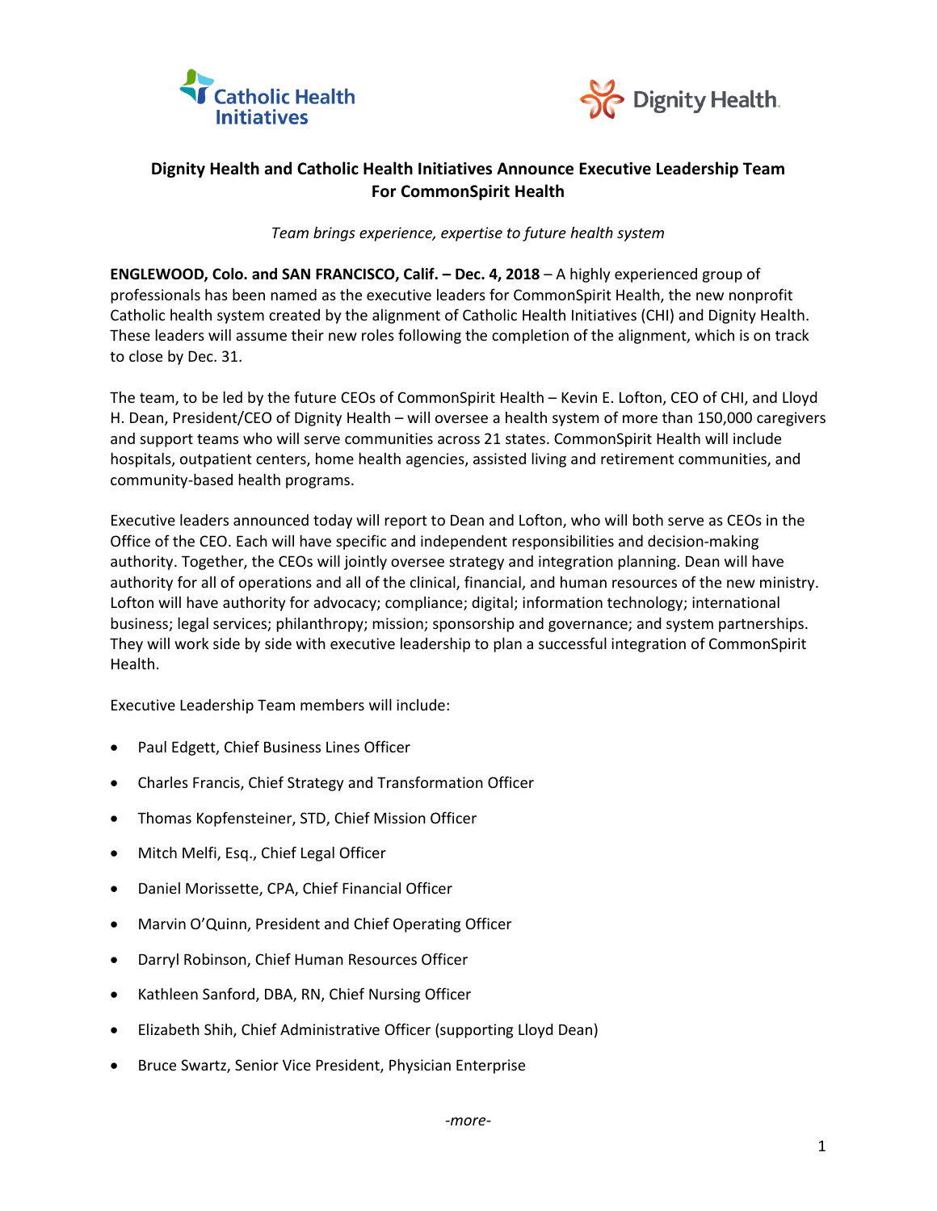Catholic Health Initiatives

Dignity Health

## Dignity Health and Catholic Health Initiatives Announce Executive Leadership Team For CommonSpirit Health

*Team brings experience, expertise to future health system*

**ENGLEWOOD, Colo. and SAN FRANCISCO, Calif. – Dec. 4, 2018** – A highly experienced group of professionals has been named as the executive leaders for CommonSpirit Health, the new nonprofit Catholic health system created by the alignment of Catholic Health Initiatives (CHI) and Dignity Health. These leaders will assume their new roles following the completion of the alignment, which is on track to close by Dec. 31.

The team, to be led by the future CEOs of CommonSpirit Health – Kevin E. Lofton, CEO of CHI, and Lloyd H. Dean, President/CEO of Dignity Health – will oversee a health system of more than 150,000 caregivers and support teams who will serve communities across 21 states. CommonSpirit Health will include hospitals, outpatient centers, home health agencies, assisted living and retirement communities, and community-based health programs.

Executive leaders announced today will report to Dean and Lofton, who will both serve as CEOs in the Office of the CEO. Each will have specific and independent responsibilities and decision-making authority. Together, the CEOs will jointly oversee strategy and integration planning. Dean will have authority for all of operations and all of the clinical, financial, and human resources of the new ministry. Lofton will have authority for advocacy; compliance; digital; information technology; international business; legal services; philanthropy; mission; sponsorship and governance; and system partnerships. They will work side by side with executive leadership to plan a successful integration of CommonSpirit Health.

Executive Leadership Team members will include:

- Paul Edgett, Chief Business Lines Officer
- Charles Francis, Chief Strategy and Transformation Officer
- Thomas Kopfensteiner, STD, Chief Mission Officer
- Mitch Melfi, Esq., Chief Legal Officer
- Daniel Morissette, CPA, Chief Financial Officer
- Marvin O'Quinn, President and Chief Operating Officer
- Darryl Robinson, Chief Human Resources Officer
- Kathleen Sanford, DBA, RN, Chief Nursing Officer
- Elizabeth Shih, Chief Administrative Officer (supporting Lloyd Dean)
- Bruce Swartz, Senior Vice President, Physician Enterprise

*-more-*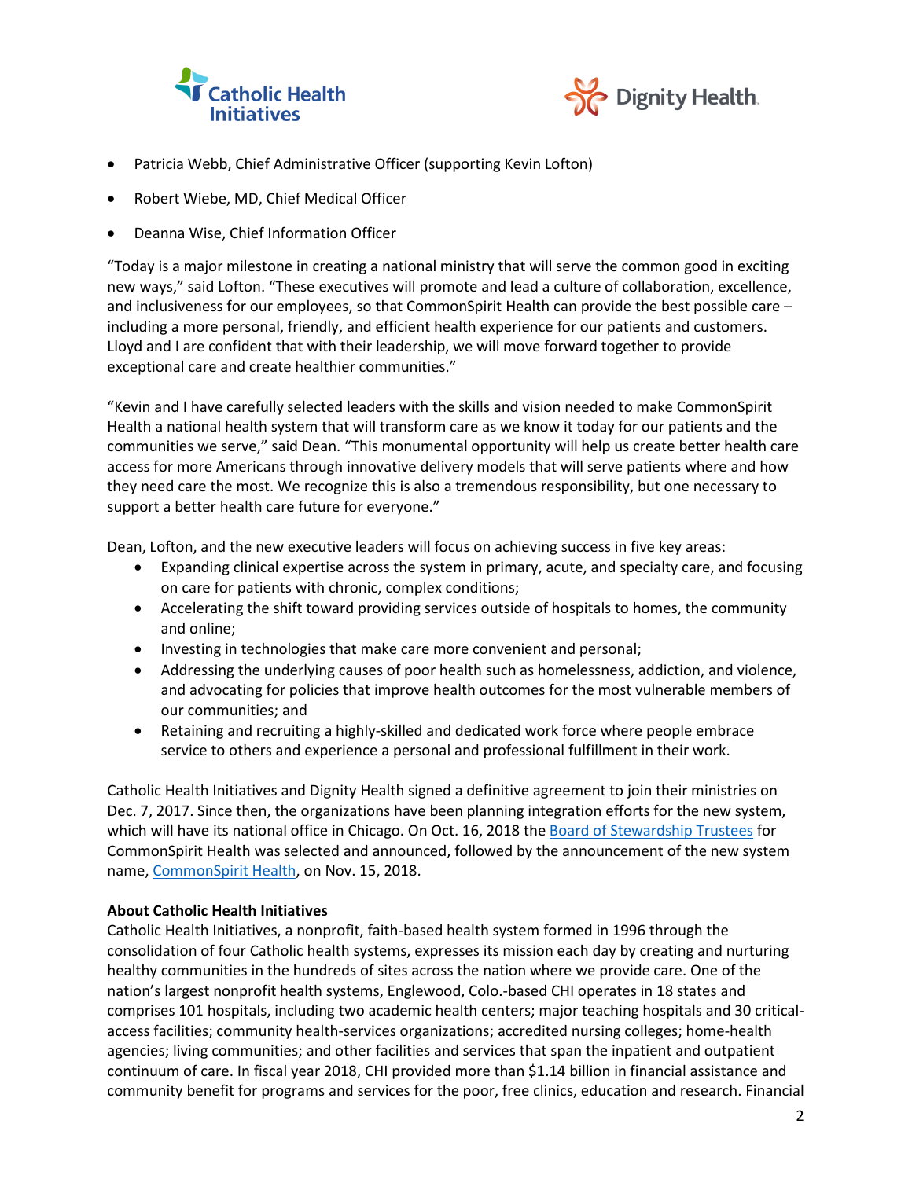- Patricia Webb, Chief Administrative Officer (supporting Kevin Lofton)
- Robert Wiebe, MD, Chief Medical Officer
- Deanna Wise, Chief Information Officer

"Today is a major milestone in creating a national ministry that will serve the common good in exciting new ways," said Lofton. "These executives will promote and lead a culture of collaboration, excellence, and inclusiveness for our employees, so that CommonSpirit Health can provide the best possible care – including a more personal, friendly, and efficient health experience for our patients and customers. Lloyd and I are confident that with their leadership, we will move forward together to provide exceptional care and create healthier communities."

"Kevin and I have carefully selected leaders with the skills and vision needed to make CommonSpirit Health a national health system that will transform care as we know it today for our patients and the communities we serve," said Dean. "This monumental opportunity will help us create better health care access for more Americans through innovative delivery models that will serve patients where and how they need care the most. We recognize this is also a tremendous responsibility, but one necessary to support a better health care future for everyone."

Dean, Lofton, and the new executive leaders will focus on achieving success in five key areas:

- Expanding clinical expertise across the system in primary, acute, and specialty care, and focusing on care for patients with chronic, complex conditions;
- Accelerating the shift toward providing services outside of hospitals to homes, the community and online;
- Investing in technologies that make care more convenient and personal;
- Addressing the underlying causes of poor health such as homelessness, addiction, and violence, and advocating for policies that improve health outcomes for the most vulnerable members of our communities; and
- Retaining and recruiting a highly-skilled and dedicated work force where people embrace service to others and experience a personal and professional fulfillment in their work.

Catholic Health Initiatives and Dignity Health signed a definitive agreement to join their ministries on Dec. 7, 2017. Since then, the organizations have been planning integration efforts for the new system, which will have its national office in Chicago. On Oct. 16, 2018 the Board of Stewardship Trustees for CommonSpirit Health was selected and announced, followed by the announcement of the new system name, CommonSpirit Health, on Nov. 15, 2018.

**About Catholic Health Initiatives**

Catholic Health Initiatives, a nonprofit, faith-based health system formed in 1996 through the consolidation of four Catholic health systems, expresses its mission each day by creating and nurturing healthy communities in the hundreds of sites across the nation where we provide care. One of the nation's largest nonprofit health systems, Englewood, Colo.-based CHI operates in 18 states and comprises 101 hospitals, including two academic health centers; major teaching hospitals and 30 critical-access facilities; community health-services organizations; accredited nursing colleges; home-health agencies; living communities; and other facilities and services that span the inpatient and outpatient continuum of care. In fiscal year 2018, CHI provided more than $1.14 billion in financial assistance and community benefit for programs and services for the poor, free clinics, education and research. Financial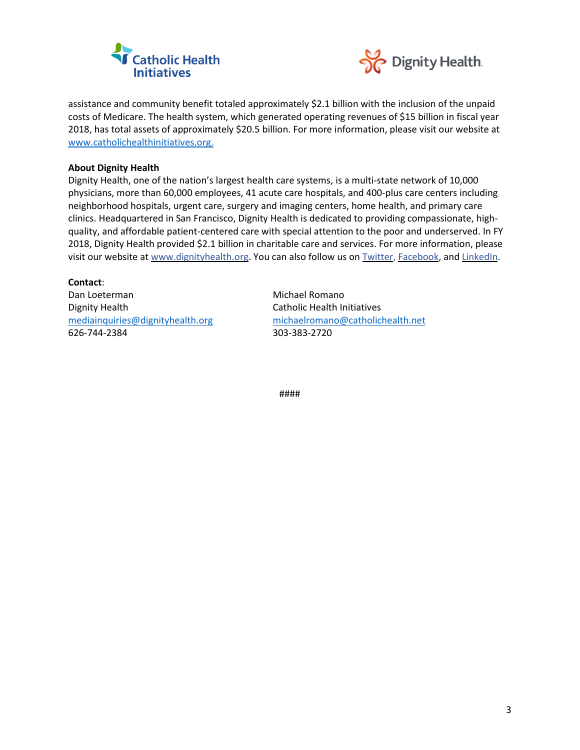assistance and community benefit totaled approximately $2.1 billion with the inclusion of the unpaid costs of Medicare. The health system, which generated operating revenues of $15 billion in fiscal year 2018, has total assets of approximately $20.5 billion. For more information, please visit our website at www.catholichealthinitiatives.org.

**About Dignity Health**

Dignity Health, one of the nation's largest health care systems, is a multi-state network of 10,000 physicians, more than 60,000 employees, 41 acute care hospitals, and 400-plus care centers including neighborhood hospitals, urgent care, surgery and imaging centers, home health, and primary care clinics. Headquartered in San Francisco, Dignity Health is dedicated to providing compassionate, high-quality, and affordable patient-centered care with special attention to the poor and underserved. In FY 2018, Dignity Health provided $2.1 billion in charitable care and services. For more information, please visit our website at www.dignityhealth.org. You can also follow us on Twitter, Facebook, and LinkedIn.

**Contact**:

Dan Loeterman
Dignity Health
mediainquiries@dignityhealth.org
626-744-2384

Michael Romano
Catholic Health Initiatives
michaelromano@catholichealth.net
303-383-2720

####